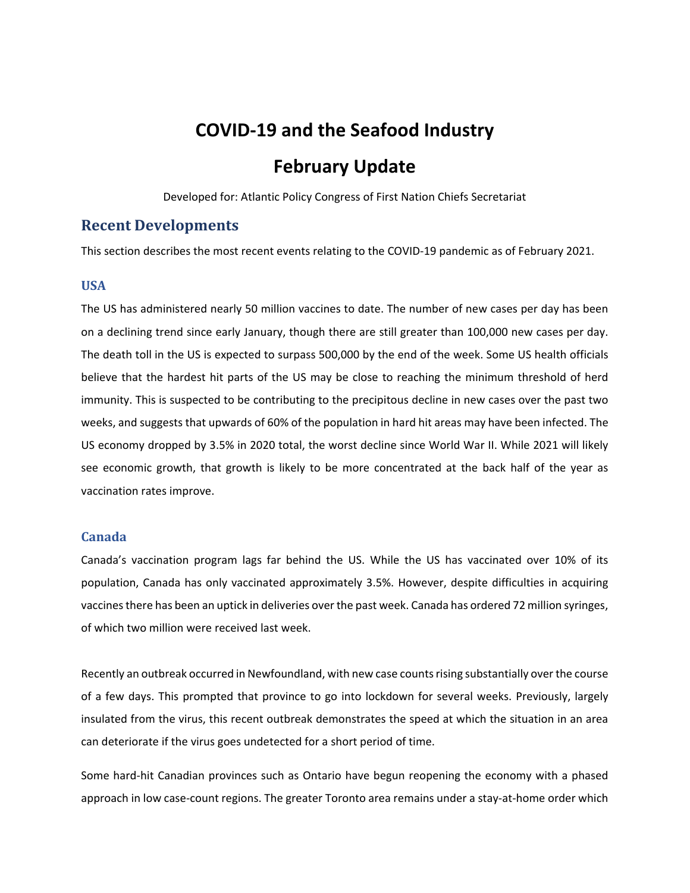# COVID-19 and the Seafood Industry

# February Update

Developed for: Atlantic Policy Congress of First Nation Chiefs Secretariat

## Recent Developments

This section describes the most recent events relating to the COVID-19 pandemic as of February 2021.

### USA

The US has administered nearly 50 million vaccines to date. The number of new cases per day has been on a declining trend since early January, though there are still greater than 100,000 new cases per day. The death toll in the US is expected to surpass 500,000 by the end of the week. Some US health officials believe that the hardest hit parts of the US may be close to reaching the minimum threshold of herd immunity. This is suspected to be contributing to the precipitous decline in new cases over the past two weeks, and suggests that upwards of 60% of the population in hard hit areas may have been infected. The US economy dropped by 3.5% in 2020 total, the worst decline since World War II. While 2021 will likely see economic growth, that growth is likely to be more concentrated at the back half of the year as vaccination rates improve.

### Canada

Canada's vaccination program lags far behind the US. While the US has vaccinated over 10% of its population, Canada has only vaccinated approximately 3.5%. However, despite difficulties in acquiring vaccines there has been an uptick in deliveries over the past week. Canada has ordered 72 million syringes, of which two million were received last week.

Recently an outbreak occurred in Newfoundland, with new case counts rising substantially over the course of a few days. This prompted that province to go into lockdown for several weeks. Previously, largely insulated from the virus, this recent outbreak demonstrates the speed at which the situation in an area can deteriorate if the virus goes undetected for a short period of time.

Some hard-hit Canadian provinces such as Ontario have begun reopening the economy with a phased approach in low case-count regions. The greater Toronto area remains under a stay-at-home order which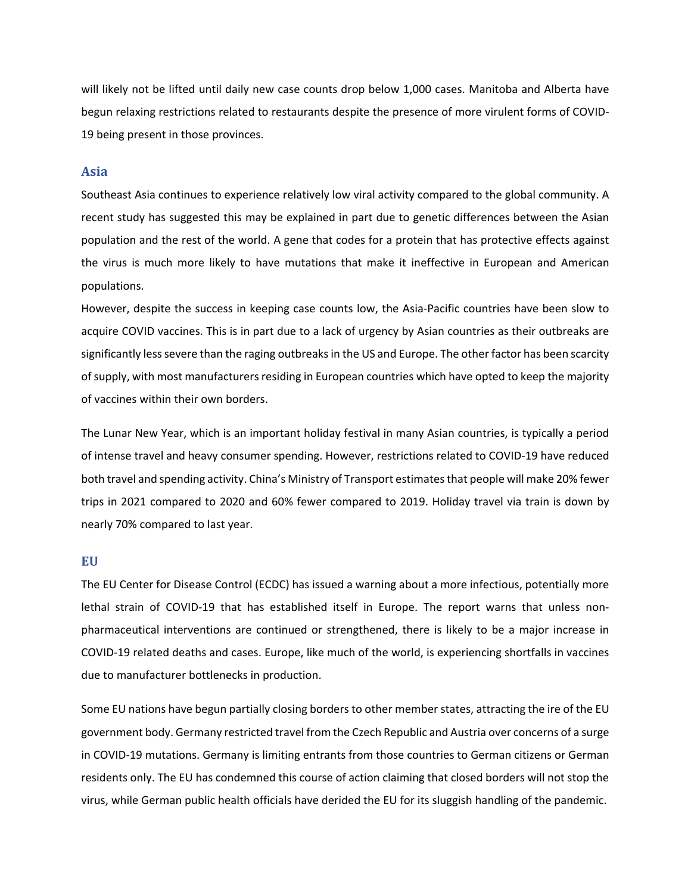will likely not be lifted until daily new case counts drop below 1,000 cases. Manitoba and Alberta have begun relaxing restrictions related to restaurants despite the presence of more virulent forms of COVID-19 being present in those provinces.

## Asia

Southeast Asia continues to experience relatively low viral activity compared to the global community. A recent study has suggested this may be explained in part due to genetic differences between the Asian population and the rest of the world. A gene that codes for a protein that has protective effects against the virus is much more likely to have mutations that make it ineffective in European and American populations.

However, despite the success in keeping case counts low, the Asia-Pacific countries have been slow to acquire COVID vaccines. This is in part due to a lack of urgency by Asian countries as their outbreaks are significantly less severe than the raging outbreaks in the US and Europe. The other factor has been scarcity of supply, with most manufacturers residing in European countries which have opted to keep the majority of vaccines within their own borders.

The Lunar New Year, which is an important holiday festival in many Asian countries, is typically a period of intense travel and heavy consumer spending. However, restrictions related to COVID-19 have reduced both travel and spending activity. China's Ministry of Transport estimates that people will make 20% fewer trips in 2021 compared to 2020 and 60% fewer compared to 2019. Holiday travel via train is down by nearly 70% compared to last year.

## EU

The EU Center for Disease Control (ECDC) has issued a warning about a more infectious, potentially more lethal strain of COVID-19 that has established itself in Europe. The report warns that unless non-pharmaceutical interventions are continued or strengthened, there is likely to be a major increase in COVID-19 related deaths and cases. Europe, like much of the world, is experiencing shortfalls in vaccines due to manufacturer bottlenecks in production.

Some EU nations have begun partially closing borders to other member states, attracting the ire of the EU government body. Germany restricted travel from the Czech Republic and Austria over concerns of a surge in COVID-19 mutations. Germany is limiting entrants from those countries to German citizens or German residents only. The EU has condemned this course of action claiming that closed borders will not stop the virus, while German public health officials have derided the EU for its sluggish handling of the pandemic.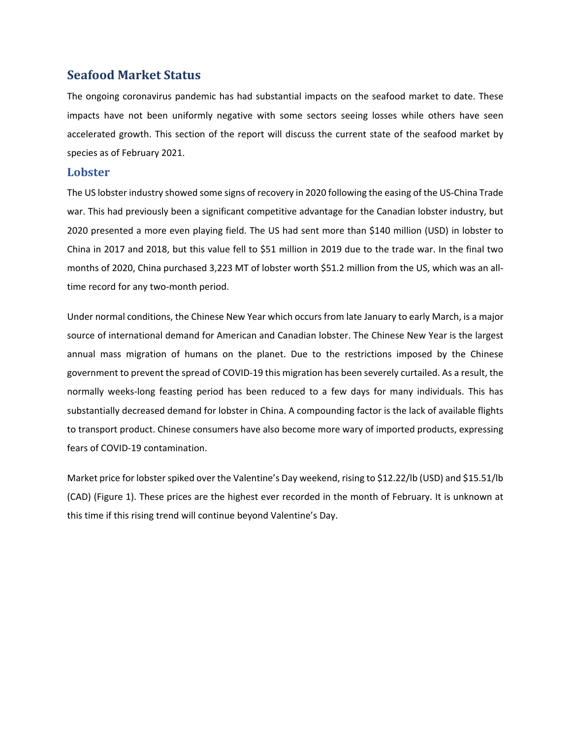# Seafood Market Status

The ongoing coronavirus pandemic has had substantial impacts on the seafood market to date. These impacts have not been uniformly negative with some sectors seeing losses while others have seen accelerated growth. This section of the report will discuss the current state of the seafood market by species as of February 2021.

## Lobster

The US lobster industry showed some signs of recovery in 2020 following the easing of the US-China Trade war. This had previously been a significant competitive advantage for the Canadian lobster industry, but 2020 presented a more even playing field. The US had sent more than $140 million (USD) in lobster to China in 2017 and 2018, but this value fell to $51 million in 2019 due to the trade war. In the final two months of 2020, China purchased 3,223 MT of lobster worth $51.2 million from the US, which was an all-time record for any two-month period.

Under normal conditions, the Chinese New Year which occurs from late January to early March, is a major source of international demand for American and Canadian lobster. The Chinese New Year is the largest annual mass migration of humans on the planet. Due to the restrictions imposed by the Chinese government to prevent the spread of COVID-19 this migration has been severely curtailed. As a result, the normally weeks-long feasting period has been reduced to a few days for many individuals. This has substantially decreased demand for lobster in China. A compounding factor is the lack of available flights to transport product. Chinese consumers have also become more wary of imported products, expressing fears of COVID-19 contamination.

Market price for lobster spiked over the Valentine's Day weekend, rising to $12.22/lb (USD) and $15.51/lb (CAD) (Figure 1). These prices are the highest ever recorded in the month of February. It is unknown at this time if this rising trend will continue beyond Valentine's Day.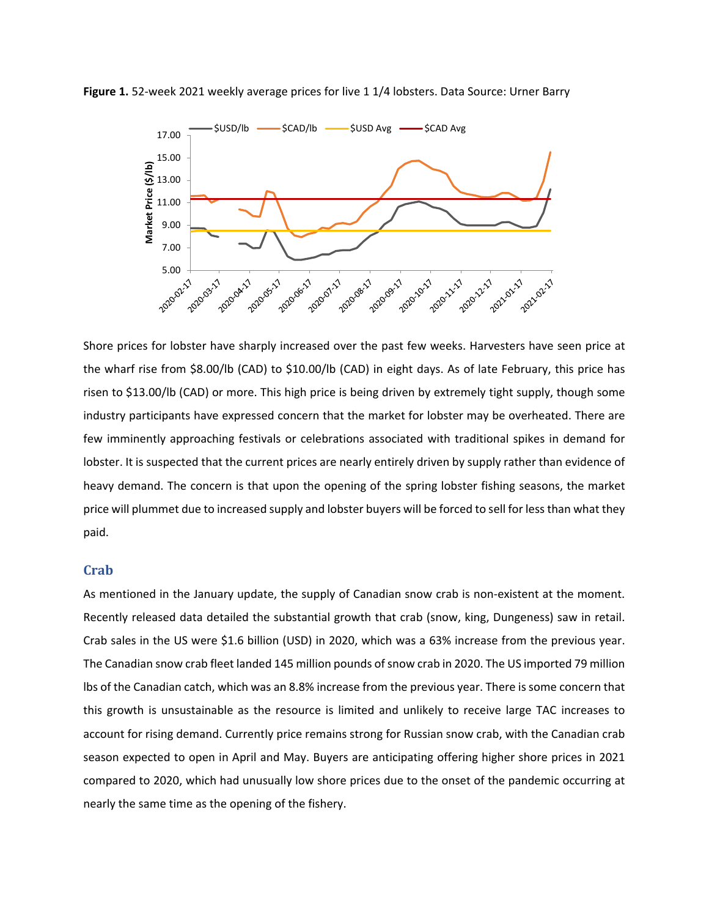**Figure 1.** 52-week 2021 weekly average prices for live 1 1/4 lobsters. Data Source: Urner Barry

Shore prices for lobster have sharply increased over the past few weeks. Harvesters have seen price at the wharf rise from $8.00/lb (CAD) to $10.00/lb (CAD) in eight days. As of late February, this price has risen to $13.00/lb (CAD) or more. This high price is being driven by extremely tight supply, though some industry participants have expressed concern that the market for lobster may be overheated. There are few imminently approaching festivals or celebrations associated with traditional spikes in demand for lobster. It is suspected that the current prices are nearly entirely driven by supply rather than evidence of heavy demand. The concern is that upon the opening of the spring lobster fishing seasons, the market price will plummet due to increased supply and lobster buyers will be forced to sell for less than what they paid.

## Crab

As mentioned in the January update, the supply of Canadian snow crab is non-existent at the moment. Recently released data detailed the substantial growth that crab (snow, king, Dungeness) saw in retail. Crab sales in the US were $1.6 billion (USD) in 2020, which was a 63% increase from the previous year. The Canadian snow crab fleet landed 145 million pounds of snow crab in 2020. The US imported 79 million lbs of the Canadian catch, which was an 8.8% increase from the previous year. There is some concern that this growth is unsustainable as the resource is limited and unlikely to receive large TAC increases to account for rising demand. Currently price remains strong for Russian snow crab, with the Canadian crab season expected to open in April and May. Buyers are anticipating offering higher shore prices in 2021 compared to 2020, which had unusually low shore prices due to the onset of the pandemic occurring at nearly the same time as the opening of the fishery.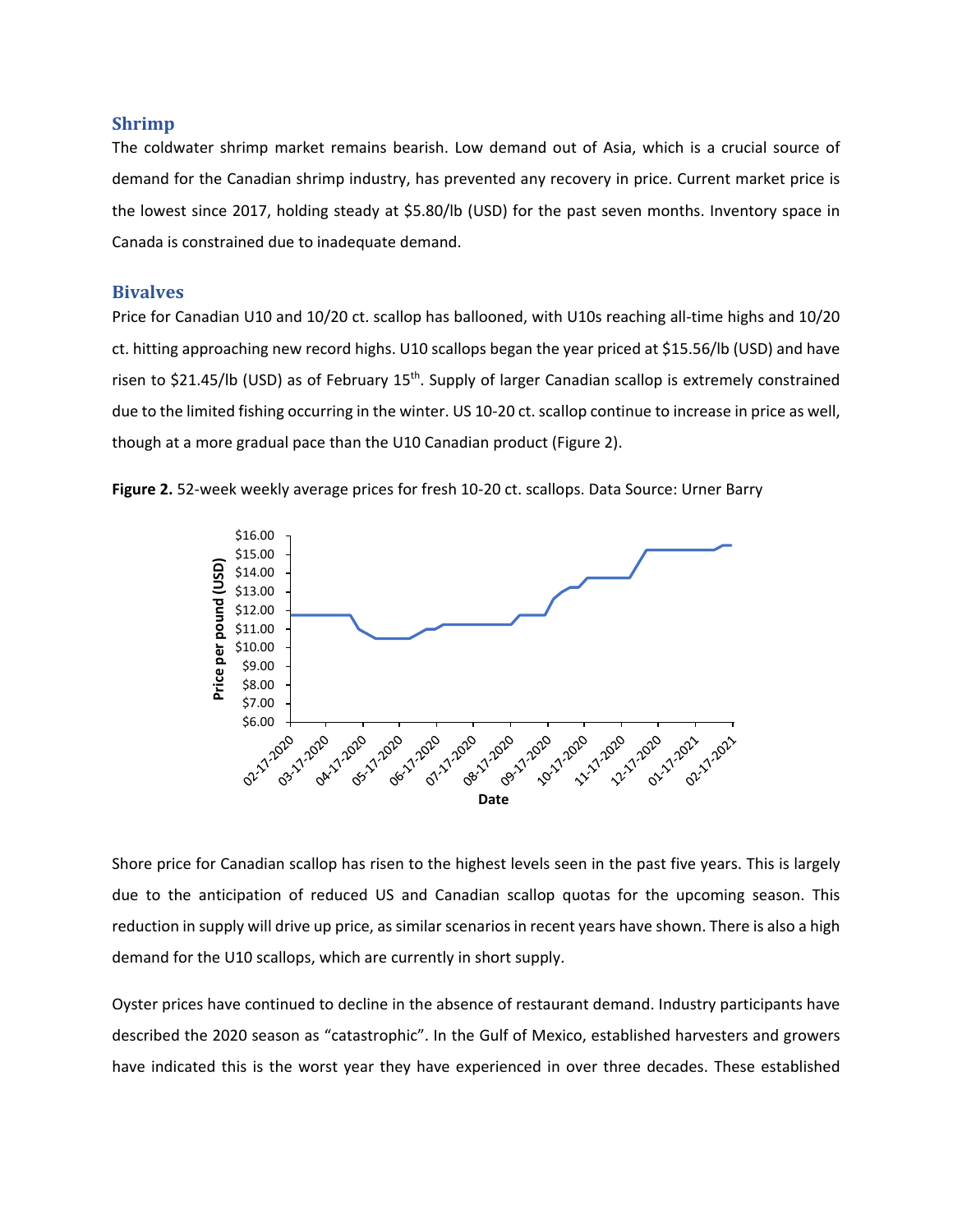## Shrimp

The coldwater shrimp market remains bearish. Low demand out of Asia, which is a crucial source of demand for the Canadian shrimp industry, has prevented any recovery in price. Current market price is the lowest since 2017, holding steady at $5.80/lb (USD) for the past seven months. Inventory space in Canada is constrained due to inadequate demand.

## Bivalves

Price for Canadian U10 and 10/20 ct. scallop has ballooned, with U10s reaching all-time highs and 10/20 ct. hitting approaching new record highs. U10 scallops began the year priced at $15.56/lb (USD) and have risen to $21.45/lb (USD) as of February 15th. Supply of larger Canadian scallop is extremely constrained due to the limited fishing occurring in the winter. US 10-20 ct. scallop continue to increase in price as well, though at a more gradual pace than the U10 Canadian product (Figure 2).

**Figure 2.** 52-week weekly average prices for fresh 10-20 ct. scallops. Data Source: Urner Barry

Shore price for Canadian scallop has risen to the highest levels seen in the past five years. This is largely due to the anticipation of reduced US and Canadian scallop quotas for the upcoming season. This reduction in supply will drive up price, as similar scenarios in recent years have shown. There is also a high demand for the U10 scallops, which are currently in short supply.

Oyster prices have continued to decline in the absence of restaurant demand. Industry participants have described the 2020 season as "catastrophic". In the Gulf of Mexico, established harvesters and growers have indicated this is the worst year they have experienced in over three decades. These established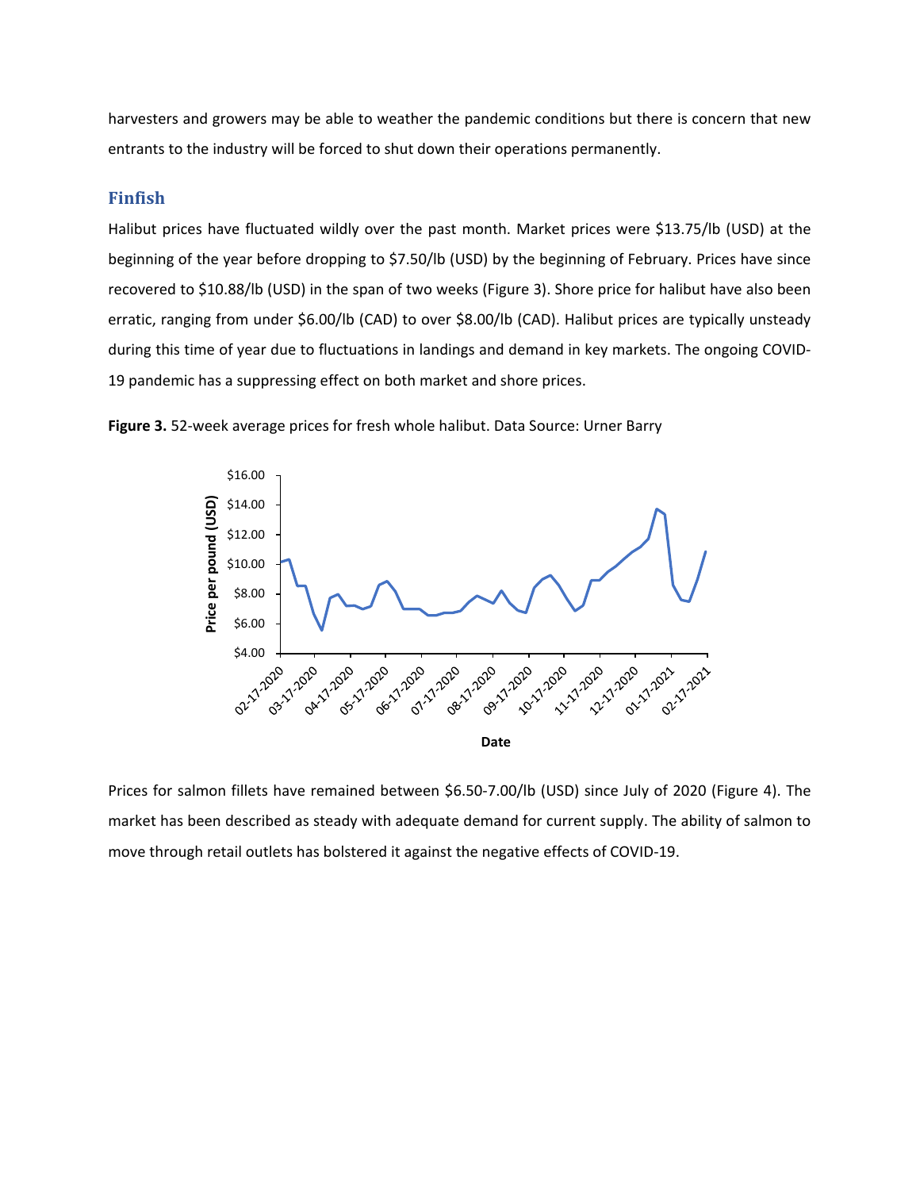harvesters and growers may be able to weather the pandemic conditions but there is concern that new entrants to the industry will be forced to shut down their operations permanently.

## Finfish

Halibut prices have fluctuated wildly over the past month. Market prices were $13.75/lb (USD) at the beginning of the year before dropping to $7.50/lb (USD) by the beginning of February. Prices have since recovered to $10.88/lb (USD) in the span of two weeks (Figure 3). Shore price for halibut have also been erratic, ranging from under $6.00/lb (CAD) to over $8.00/lb (CAD). Halibut prices are typically unsteady during this time of year due to fluctuations in landings and demand in key markets. The ongoing COVID-19 pandemic has a suppressing effect on both market and shore prices.

**Figure 3.** 52-week average prices for fresh whole halibut. Data Source: Urner Barry

Prices for salmon fillets have remained between $6.50-7.00/lb (USD) since July of 2020 (Figure 4). The market has been described as steady with adequate demand for current supply. The ability of salmon to move through retail outlets has bolstered it against the negative effects of COVID-19.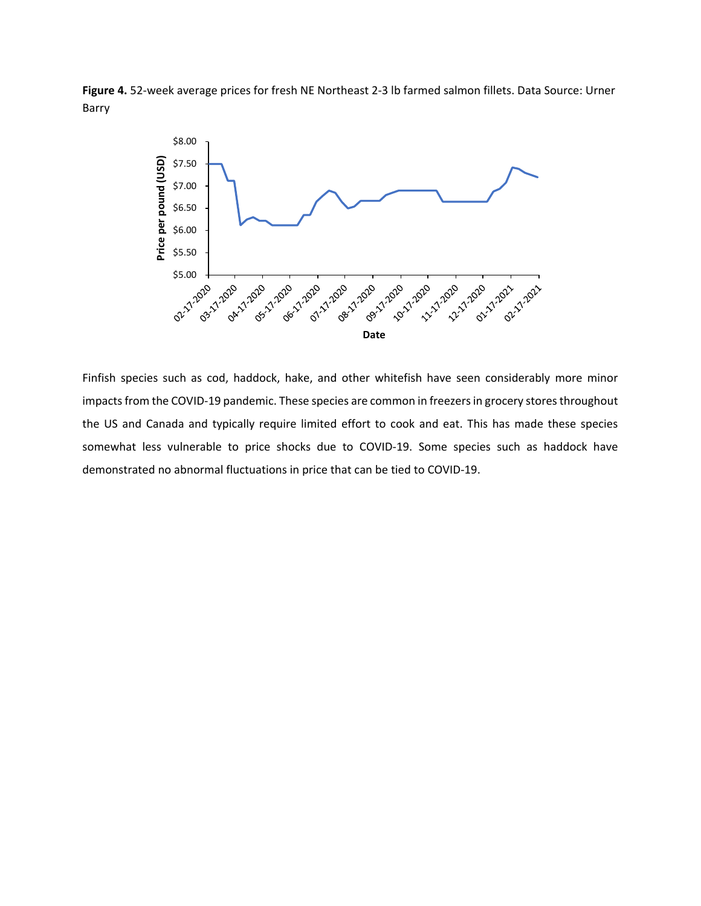**Figure 4.** 52-week average prices for fresh NE Northeast 2-3 lb farmed salmon fillets. Data Source: Urner Barry

Finfish species such as cod, haddock, hake, and other whitefish have seen considerably more minor impacts from the COVID-19 pandemic. These species are common in freezers in grocery stores throughout the US and Canada and typically require limited effort to cook and eat. This has made these species somewhat less vulnerable to price shocks due to COVID-19. Some species such as haddock have demonstrated no abnormal fluctuations in price that can be tied to COVID-19.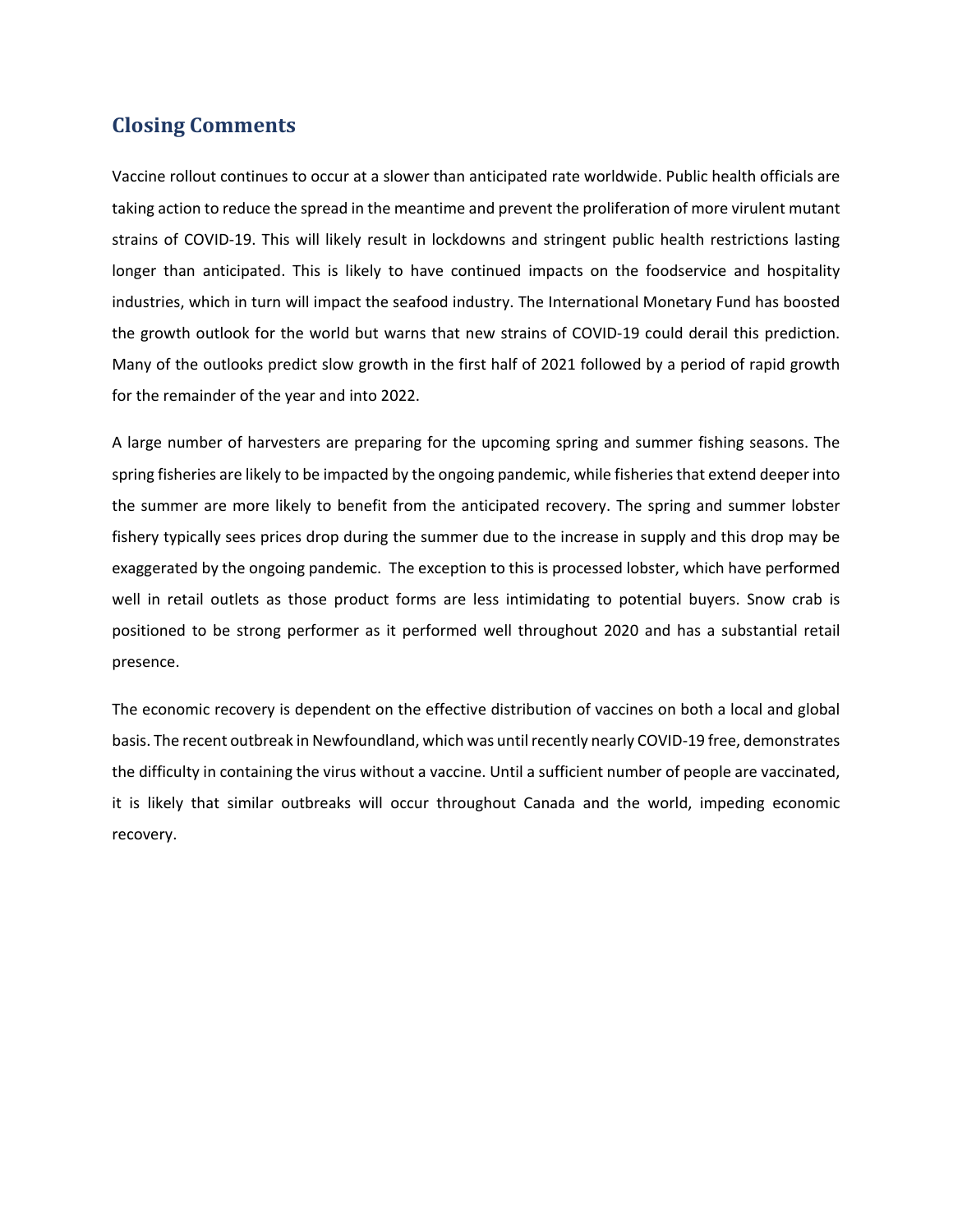## Closing Comments

Vaccine rollout continues to occur at a slower than anticipated rate worldwide. Public health officials are taking action to reduce the spread in the meantime and prevent the proliferation of more virulent mutant strains of COVID-19. This will likely result in lockdowns and stringent public health restrictions lasting longer than anticipated. This is likely to have continued impacts on the foodservice and hospitality industries, which in turn will impact the seafood industry. The International Monetary Fund has boosted the growth outlook for the world but warns that new strains of COVID-19 could derail this prediction. Many of the outlooks predict slow growth in the first half of 2021 followed by a period of rapid growth for the remainder of the year and into 2022.

A large number of harvesters are preparing for the upcoming spring and summer fishing seasons. The spring fisheries are likely to be impacted by the ongoing pandemic, while fisheries that extend deeper into the summer are more likely to benefit from the anticipated recovery. The spring and summer lobster fishery typically sees prices drop during the summer due to the increase in supply and this drop may be exaggerated by the ongoing pandemic. The exception to this is processed lobster, which have performed well in retail outlets as those product forms are less intimidating to potential buyers. Snow crab is positioned to be strong performer as it performed well throughout 2020 and has a substantial retail presence.

The economic recovery is dependent on the effective distribution of vaccines on both a local and global basis. The recent outbreak in Newfoundland, which was until recently nearly COVID-19 free, demonstrates the difficulty in containing the virus without a vaccine. Until a sufficient number of people are vaccinated, it is likely that similar outbreaks will occur throughout Canada and the world, impeding economic recovery.